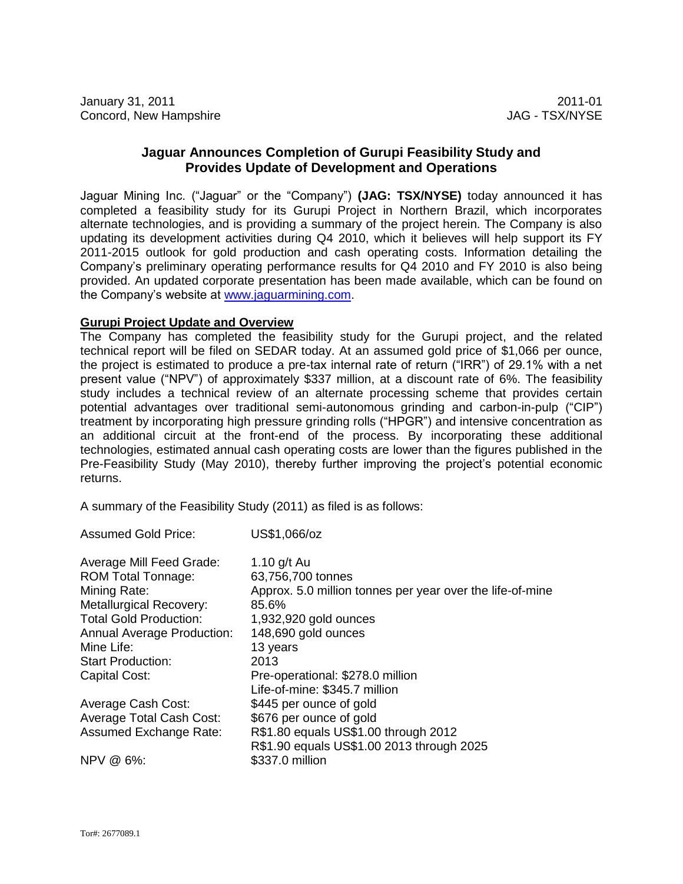January 31, 2011 | 2011-01
Concord, New Hampshire | JAG - TSX/NYSE

## Jaguar Announces Completion of Gurupi Feasibility Study and Provides Update of Development and Operations

Jaguar Mining Inc. ("Jaguar" or the "Company") **(JAG: TSX/NYSE)** today announced it has completed a feasibility study for its Gurupi Project in Northern Brazil, which incorporates alternate technologies, and is providing a summary of the project herein. The Company is also updating its development activities during Q4 2010, which it believes will help support its FY 2011-2015 outlook for gold production and cash operating costs. Information detailing the Company's preliminary operating performance results for Q4 2010 and FY 2010 is also being provided. An updated corporate presentation has been made available, which can be found on the Company's website at www.jaguarmining.com.

**Gurupi Project Update and Overview**

The Company has completed the feasibility study for the Gurupi project, and the related technical report will be filed on SEDAR today. At an assumed gold price of $1,066 per ounce, the project is estimated to produce a pre-tax internal rate of return ("IRR") of 29.1% with a net present value ("NPV") of approximately $337 million, at a discount rate of 6%. The feasibility study includes a technical review of an alternate processing scheme that provides certain potential advantages over traditional semi-autonomous grinding and carbon-in-pulp ("CIP") treatment by incorporating high pressure grinding rolls ("HPGR") and intensive concentration as an additional circuit at the front-end of the process. By incorporating these additional technologies, estimated annual cash operating costs are lower than the figures published in the Pre-Feasibility Study (May 2010), thereby further improving the project's potential economic returns.

A summary of the Feasibility Study (2011) as filed is as follows:

| | |
|---|---|
| Assumed Gold Price: | US$1,066/oz |
| Average Mill Feed Grade: | 1.10 g/t Au |
| ROM Total Tonnage: | 63,756,700 tonnes |
| Mining Rate: | Approx. 5.0 million tonnes per year over the life-of-mine |
| Metallurgical Recovery: | 85.6% |
| Total Gold Production: | 1,932,920 gold ounces |
| Annual Average Production: | 148,690 gold ounces |
| Mine Life: | 13 years |
| Start Production: | 2013 |
| Capital Cost: | Pre-operational: $278.0 million<br>Life-of-mine: $345.7 million |
| Average Cash Cost: | $445 per ounce of gold |
| Average Total Cash Cost: | $676 per ounce of gold |
| Assumed Exchange Rate: | R$1.80 equals US$1.00 through 2012<br>R$1.90 equals US$1.00 2013 through 2025 |
| NPV @ 6%: | $337.0 million |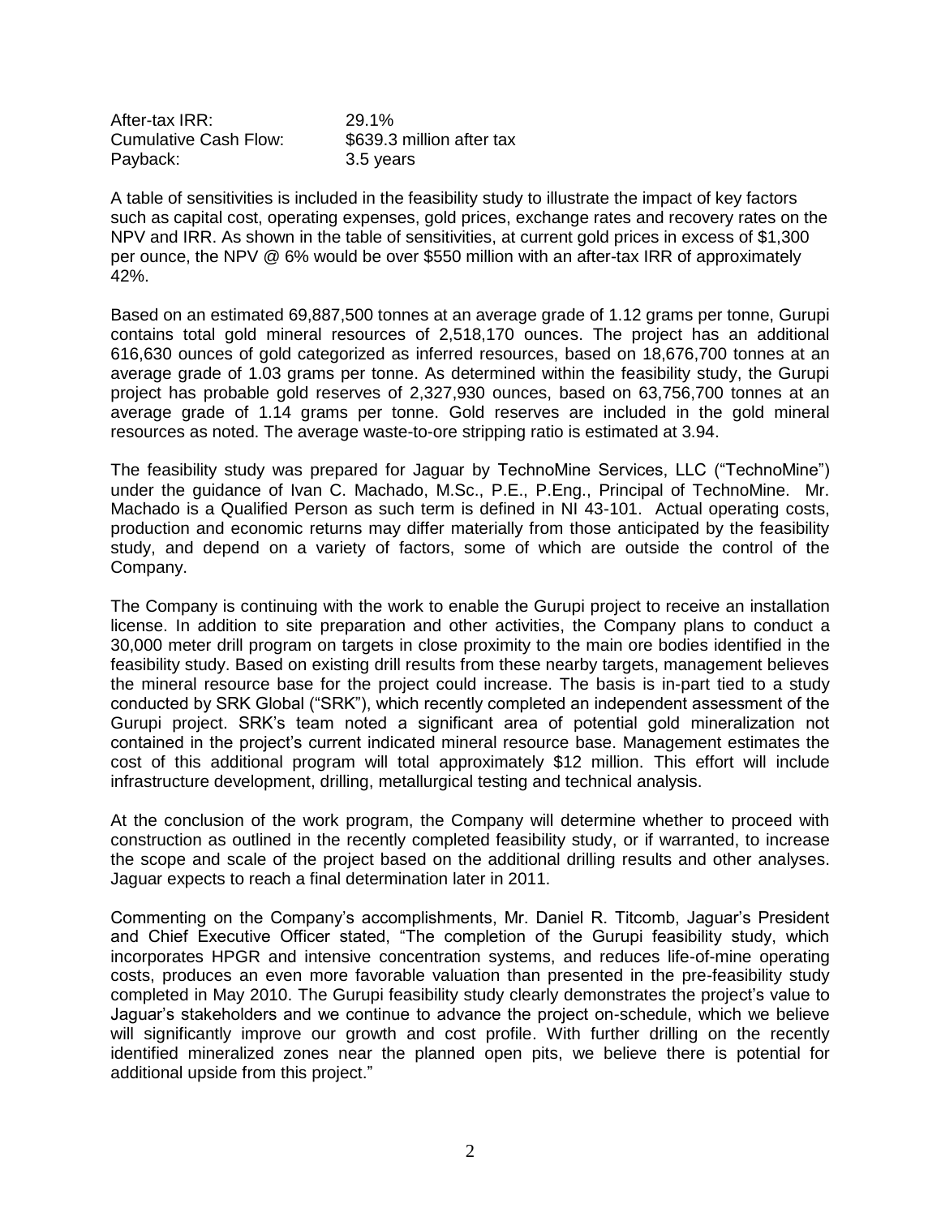| | |
|---|---|
| After-tax IRR: | 29.1% |
| Cumulative Cash Flow: | $639.3 million after tax |
| Payback: | 3.5 years |

A table of sensitivities is included in the feasibility study to illustrate the impact of key factors such as capital cost, operating expenses, gold prices, exchange rates and recovery rates on the NPV and IRR. As shown in the table of sensitivities, at current gold prices in excess of $1,300 per ounce, the NPV @ 6% would be over $550 million with an after-tax IRR of approximately 42%.

Based on an estimated 69,887,500 tonnes at an average grade of 1.12 grams per tonne, Gurupi contains total gold mineral resources of 2,518,170 ounces. The project has an additional 616,630 ounces of gold categorized as inferred resources, based on 18,676,700 tonnes at an average grade of 1.03 grams per tonne. As determined within the feasibility study, the Gurupi project has probable gold reserves of 2,327,930 ounces, based on 63,756,700 tonnes at an average grade of 1.14 grams per tonne. Gold reserves are included in the gold mineral resources as noted. The average waste-to-ore stripping ratio is estimated at 3.94.

The feasibility study was prepared for Jaguar by TechnoMine Services, LLC ("TechnoMine") under the guidance of Ivan C. Machado, M.Sc., P.E., P.Eng., Principal of TechnoMine. Mr. Machado is a Qualified Person as such term is defined in NI 43-101. Actual operating costs, production and economic returns may differ materially from those anticipated by the feasibility study, and depend on a variety of factors, some of which are outside the control of the Company.

The Company is continuing with the work to enable the Gurupi project to receive an installation license. In addition to site preparation and other activities, the Company plans to conduct a 30,000 meter drill program on targets in close proximity to the main ore bodies identified in the feasibility study. Based on existing drill results from these nearby targets, management believes the mineral resource base for the project could increase. The basis is in-part tied to a study conducted by SRK Global ("SRK"), which recently completed an independent assessment of the Gurupi project. SRK's team noted a significant area of potential gold mineralization not contained in the project's current indicated mineral resource base. Management estimates the cost of this additional program will total approximately $12 million. This effort will include infrastructure development, drilling, metallurgical testing and technical analysis.

At the conclusion of the work program, the Company will determine whether to proceed with construction as outlined in the recently completed feasibility study, or if warranted, to increase the scope and scale of the project based on the additional drilling results and other analyses. Jaguar expects to reach a final determination later in 2011.

Commenting on the Company's accomplishments, Mr. Daniel R. Titcomb, Jaguar's President and Chief Executive Officer stated, "The completion of the Gurupi feasibility study, which incorporates HPGR and intensive concentration systems, and reduces life-of-mine operating costs, produces an even more favorable valuation than presented in the pre-feasibility study completed in May 2010. The Gurupi feasibility study clearly demonstrates the project's value to Jaguar's stakeholders and we continue to advance the project on-schedule, which we believe will significantly improve our growth and cost profile. With further drilling on the recently identified mineralized zones near the planned open pits, we believe there is potential for additional upside from this project."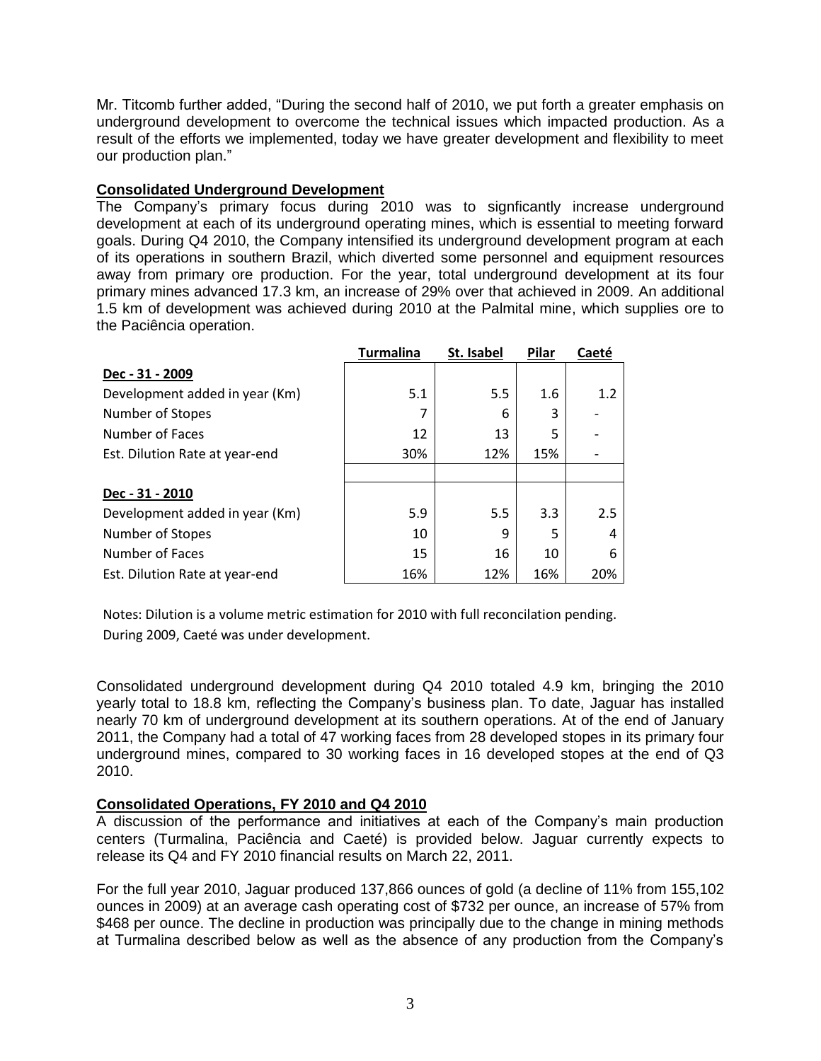Mr. Titcomb further added, “During the second half of 2010, we put forth a greater emphasis on underground development to overcome the technical issues which impacted production. As a result of the efforts we implemented, today we have greater development and flexibility to meet our production plan.”

**Consolidated Underground Development**

The Company’s primary focus during 2010 was to signficantly increase underground development at each of its underground operating mines, which is essential to meeting forward goals. During Q4 2010, the Company intensified its underground development program at each of its operations in southern Brazil, which diverted some personnel and equipment resources away from primary ore production. For the year, total underground development at its four primary mines advanced 17.3 km, an increase of 29% over that achieved in 2009. An additional 1.5 km of development was achieved during 2010 at the Palmital mine, which supplies ore to the Paciência operation.

| | Turmalina | St. Isabel | Pilar | Caeté |
|---|---|---|---|---|
| **Dec - 31 - 2009** | | | | |
| Development added in year (Km) | 5.1 | 5.5 | 1.6 | 1.2 |
| Number of Stopes | 7 | 6 | 3 | - |
| Number of Faces | 12 | 13 | 5 | - |
| Est. Dilution Rate at year-end | 30% | 12% | 15% | - |
| | | | | |
| **Dec - 31 - 2010** | | | | |
| Development added in year (Km) | 5.9 | 5.5 | 3.3 | 2.5 |
| Number of Stopes | 10 | 9 | 5 | 4 |
| Number of Faces | 15 | 16 | 10 | 6 |
| Est. Dilution Rate at year-end | 16% | 12% | 16% | 20% |

Notes: Dilution is a volume metric estimation for 2010 with full reconcilation pending.
During 2009, Caeté was under development.

Consolidated underground development during Q4 2010 totaled 4.9 km, bringing the 2010 yearly total to 18.8 km, reflecting the Company’s business plan. To date, Jaguar has installed nearly 70 km of underground development at its southern operations. At of the end of January 2011, the Company had a total of 47 working faces from 28 developed stopes in its primary four underground mines, compared to 30 working faces in 16 developed stopes at the end of Q3 2010.

**Consolidated Operations, FY 2010 and Q4 2010**

A discussion of the performance and initiatives at each of the Company’s main production centers (Turmalina, Paciência and Caeté) is provided below. Jaguar currently expects to release its Q4 and FY 2010 financial results on March 22, 2011.

For the full year 2010, Jaguar produced 137,866 ounces of gold (a decline of 11% from 155,102 ounces in 2009) at an average cash operating cost of $732 per ounce, an increase of 57% from $468 per ounce. The decline in production was principally due to the change in mining methods at Turmalina described below as well as the absence of any production from the Company’s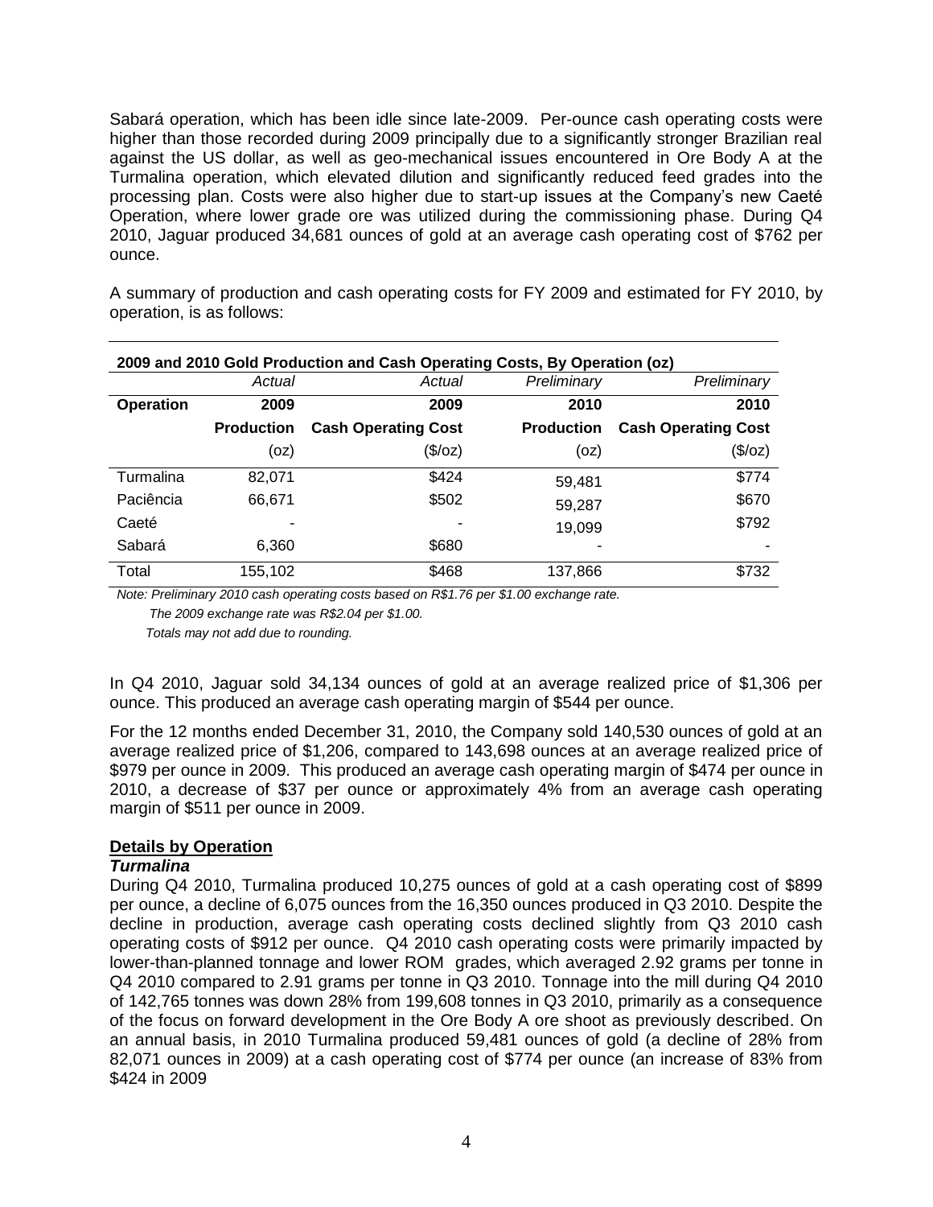Sabará operation, which has been idle since late-2009. Per-ounce cash operating costs were higher than those recorded during 2009 principally due to a significantly stronger Brazilian real against the US dollar, as well as geo-mechanical issues encountered in Ore Body A at the Turmalina operation, which elevated dilution and significantly reduced feed grades into the processing plant. Costs were also higher due to start-up issues at the Company's new Caeté Operation, where lower grade ore was utilized during the commissioning phase. During Q4 2010, Jaguar produced 34,681 ounces of gold at an average cash operating cost of $762 per ounce.

A summary of production and cash operating costs for FY 2009 and estimated for FY 2010, by operation, is as follows:

**2009 and 2010 Gold Production and Cash Operating Costs, By Operation (oz)**

| Operation | *Actual* 2009 Production (oz) | *Actual* 2009 Cash Operating Cost ($/oz) | *Preliminary* 2010 Production (oz) | *Preliminary* 2010 Cash Operating Cost ($/oz) |
|---|---|---|---|---|
| Turmalina | 82,071 | $424 | 59,481 | $774 |
| Paciência | 66,671 | $502 | 59,287 | $670 |
| Caeté | - | - | 19,099 | $792 |
| Sabará | 6,360 | $680 | - | - |
| Total | 155,102 | $468 | 137,866 | $732 |

*Note: Preliminary 2010 cash operating costs based on R$1.76 per $1.00 exchange rate.*
*The 2009 exchange rate was R$2.04 per $1.00.*
*Totals may not add due to rounding.*

In Q4 2010, Jaguar sold 34,134 ounces of gold at an average realized price of $1,306 per ounce. This produced an average cash operating margin of $544 per ounce.

For the 12 months ended December 31, 2010, the Company sold 140,530 ounces of gold at an average realized price of $1,206, compared to 143,698 ounces at an average realized price of $979 per ounce in 2009. This produced an average cash operating margin of $474 per ounce in 2010, a decrease of $37 per ounce or approximately 4% from an average cash operating margin of $511 per ounce in 2009.

**Details by Operation**

***Turmalina***

During Q4 2010, Turmalina produced 10,275 ounces of gold at a cash operating cost of $899 per ounce, a decline of 6,075 ounces from the 16,350 ounces produced in Q3 2010. Despite the decline in production, average cash operating costs declined slightly from Q3 2010 cash operating costs of $912 per ounce. Q4 2010 cash operating costs were primarily impacted by lower-than-planned tonnage and lower ROM grades, which averaged 2.92 grams per tonne in Q4 2010 compared to 2.91 grams per tonne in Q3 2010. Tonnage into the mill during Q4 2010 of 142,765 tonnes was down 28% from 199,608 tonnes in Q3 2010, primarily as a consequence of the focus on forward development in the Ore Body A ore shoot as previously described. On an annual basis, in 2010 Turmalina produced 59,481 ounces of gold (a decline of 28% from 82,071 ounces in 2009) at a cash operating cost of $774 per ounce (an increase of 83% from $424 in 2009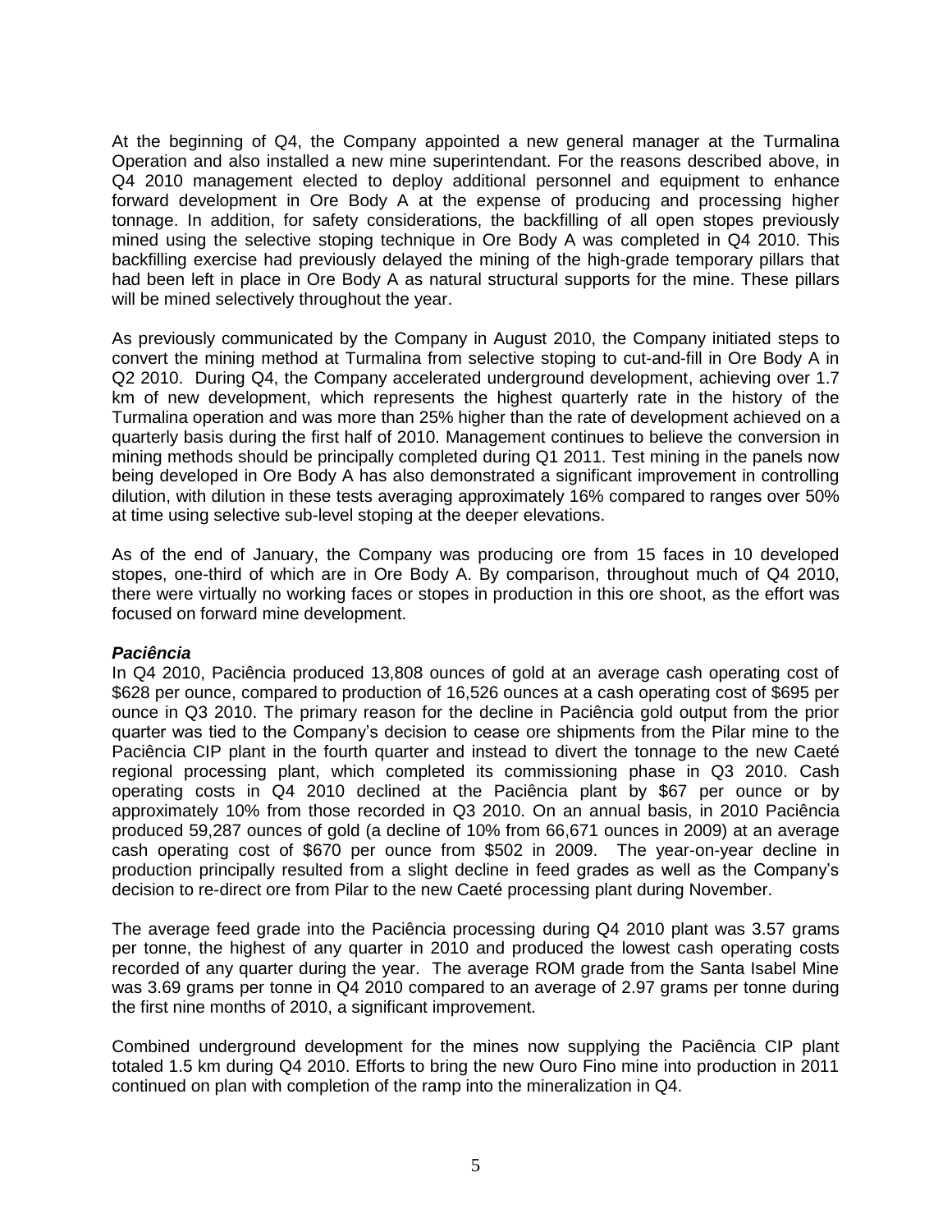At the beginning of Q4, the Company appointed a new general manager at the Turmalina Operation and also installed a new mine superintendant. For the reasons described above, in Q4 2010 management elected to deploy additional personnel and equipment to enhance forward development in Ore Body A at the expense of producing and processing higher tonnage. In addition, for safety considerations, the backfilling of all open stopes previously mined using the selective stoping technique in Ore Body A was completed in Q4 2010. This backfilling exercise had previously delayed the mining of the high-grade temporary pillars that had been left in place in Ore Body A as natural structural supports for the mine. These pillars will be mined selectively throughout the year.

As previously communicated by the Company in August 2010, the Company initiated steps to convert the mining method at Turmalina from selective stoping to cut-and-fill in Ore Body A in Q2 2010. During Q4, the Company accelerated underground development, achieving over 1.7 km of new development, which represents the highest quarterly rate in the history of the Turmalina operation and was more than 25% higher than the rate of development achieved on a quarterly basis during the first half of 2010. Management continues to believe the conversion in mining methods should be principally completed during Q1 2011. Test mining in the panels now being developed in Ore Body A has also demonstrated a significant improvement in controlling dilution, with dilution in these tests averaging approximately 16% compared to ranges over 50% at time using selective sub-level stoping at the deeper elevations.

As of the end of January, the Company was producing ore from 15 faces in 10 developed stopes, one-third of which are in Ore Body A. By comparison, throughout much of Q4 2010, there were virtually no working faces or stopes in production in this ore shoot, as the effort was focused on forward mine development.

***Paciência***

In Q4 2010, Paciência produced 13,808 ounces of gold at an average cash operating cost of $628 per ounce, compared to production of 16,526 ounces at a cash operating cost of $695 per ounce in Q3 2010. The primary reason for the decline in Paciência gold output from the prior quarter was tied to the Company's decision to cease ore shipments from the Pilar mine to the Paciência CIP plant in the fourth quarter and instead to divert the tonnage to the new Caeté regional processing plant, which completed its commissioning phase in Q3 2010. Cash operating costs in Q4 2010 declined at the Paciência plant by $67 per ounce or by approximately 10% from those recorded in Q3 2010. On an annual basis, in 2010 Paciência produced 59,287 ounces of gold (a decline of 10% from 66,671 ounces in 2009) at an average cash operating cost of $670 per ounce from $502 in 2009. The year-on-year decline in production principally resulted from a slight decline in feed grades as well as the Company's decision to re-direct ore from Pilar to the new Caeté processing plant during November.

The average feed grade into the Paciência processing during Q4 2010 plant was 3.57 grams per tonne, the highest of any quarter in 2010 and produced the lowest cash operating costs recorded of any quarter during the year. The average ROM grade from the Santa Isabel Mine was 3.69 grams per tonne in Q4 2010 compared to an average of 2.97 grams per tonne during the first nine months of 2010, a significant improvement.

Combined underground development for the mines now supplying the Paciência CIP plant totaled 1.5 km during Q4 2010. Efforts to bring the new Ouro Fino mine into production in 2011 continued on plan with completion of the ramp into the mineralization in Q4.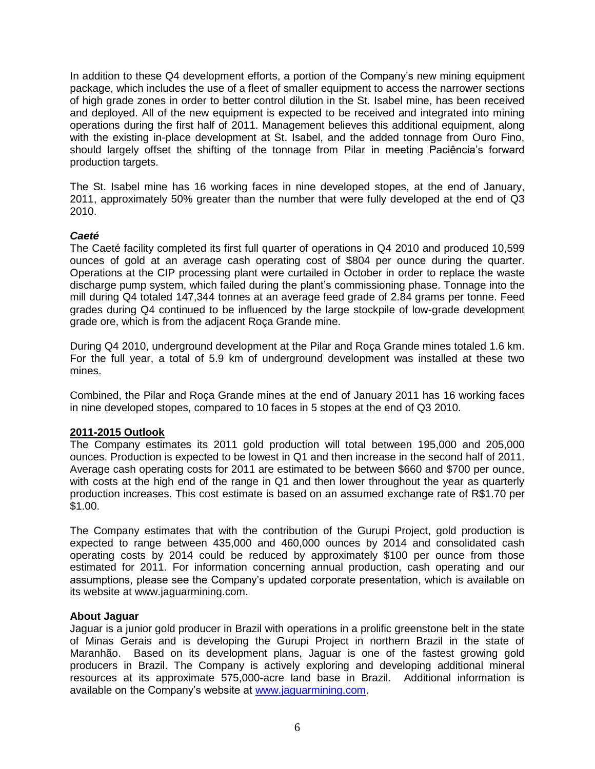In addition to these Q4 development efforts, a portion of the Company's new mining equipment package, which includes the use of a fleet of smaller equipment to access the narrower sections of high grade zones in order to better control dilution in the St. Isabel mine, has been received and deployed. All of the new equipment is expected to be received and integrated into mining operations during the first half of 2011. Management believes this additional equipment, along with the existing in-place development at St. Isabel, and the added tonnage from Ouro Fino, should largely offset the shifting of the tonnage from Pilar in meeting Paciência's forward production targets.

The St. Isabel mine has 16 working faces in nine developed stopes, at the end of January, 2011, approximately 50% greater than the number that were fully developed at the end of Q3 2010.

### *Caeté*

The Caeté facility completed its first full quarter of operations in Q4 2010 and produced 10,599 ounces of gold at an average cash operating cost of $804 per ounce during the quarter. Operations at the CIP processing plant were curtailed in October in order to replace the waste discharge pump system, which failed during the plant's commissioning phase. Tonnage into the mill during Q4 totaled 147,344 tonnes at an average feed grade of 2.84 grams per tonne. Feed grades during Q4 continued to be influenced by the large stockpile of low-grade development grade ore, which is from the adjacent Roça Grande mine.

During Q4 2010, underground development at the Pilar and Roça Grande mines totaled 1.6 km. For the full year, a total of 5.9 km of underground development was installed at these two mines.

Combined, the Pilar and Roça Grande mines at the end of January 2011 has 16 working faces in nine developed stopes, compared to 10 faces in 5 stopes at the end of Q3 2010.

## 2011-2015 Outlook

The Company estimates its 2011 gold production will total between 195,000 and 205,000 ounces. Production is expected to be lowest in Q1 and then increase in the second half of 2011. Average cash operating costs for 2011 are estimated to be between $660 and $700 per ounce, with costs at the high end of the range in Q1 and then lower throughout the year as quarterly production increases. This cost estimate is based on an assumed exchange rate of R$1.70 per $1.00.

The Company estimates that with the contribution of the Gurupi Project, gold production is expected to range between 435,000 and 460,000 ounces by 2014 and consolidated cash operating costs by 2014 could be reduced by approximately $100 per ounce from those estimated for 2011. For information concerning annual production, cash operating and our assumptions, please see the Company's updated corporate presentation, which is available on its website at www.jaguarmining.com.

**About Jaguar**

Jaguar is a junior gold producer in Brazil with operations in a prolific greenstone belt in the state of Minas Gerais and is developing the Gurupi Project in northern Brazil in the state of Maranhão. Based on its development plans, Jaguar is one of the fastest growing gold producers in Brazil. The Company is actively exploring and developing additional mineral resources at its approximate 575,000-acre land base in Brazil. Additional information is available on the Company's website at [www.jaguarmining.com](http://www.jaguarmining.com).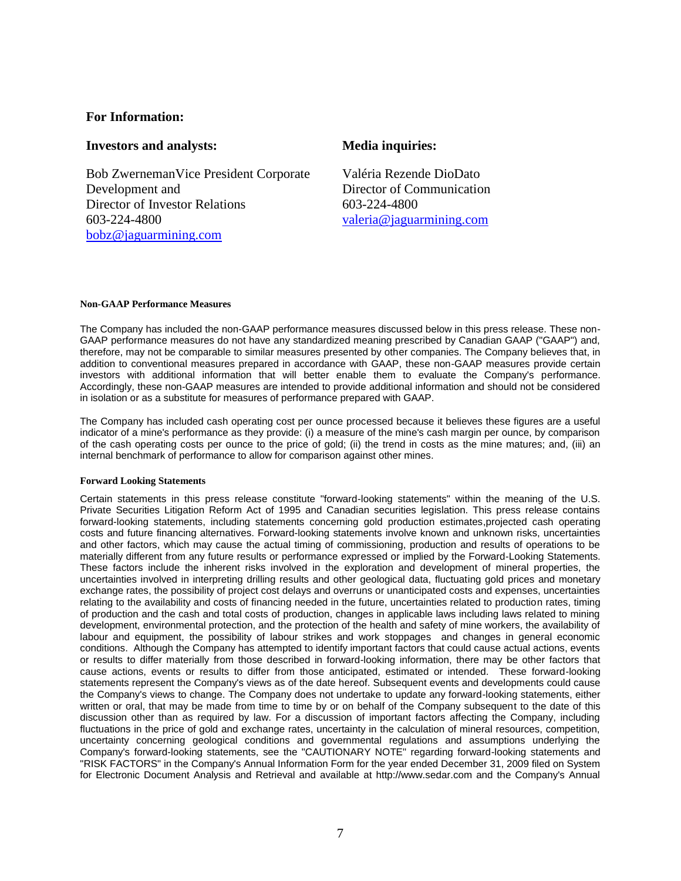**For Information:**

**Investors and analysts:**

Bob ZwernemanVice President Corporate Development and Director of Investor Relations
603-224-4800
bobz@jaguarmining.com

**Media inquiries:**

Valéria Rezende DioDato
Director of Communication
603-224-4800
valeria@jaguarmining.com

#### Non-GAAP Performance Measures

The Company has included the non-GAAP performance measures discussed below in this press release. These non-GAAP performance measures do not have any standardized meaning prescribed by Canadian GAAP ("GAAP") and, therefore, may not be comparable to similar measures presented by other companies. The Company believes that, in addition to conventional measures prepared in accordance with GAAP, these non-GAAP measures provide certain investors with additional information that will better enable them to evaluate the Company's performance. Accordingly, these non-GAAP measures are intended to provide additional information and should not be considered in isolation or as a substitute for measures of performance prepared with GAAP.

The Company has included cash operating cost per ounce processed because it believes these figures are a useful indicator of a mine's performance as they provide: (i) a measure of the mine's cash margin per ounce, by comparison of the cash operating costs per ounce to the price of gold; (ii) the trend in costs as the mine matures; and, (iii) an internal benchmark of performance to allow for comparison against other mines.

#### Forward Looking Statements

Certain statements in this press release constitute "forward-looking statements" within the meaning of the U.S. Private Securities Litigation Reform Act of 1995 and Canadian securities legislation. This press release contains forward-looking statements, including statements concerning gold production estimates,projected cash operating costs and future financing alternatives. Forward-looking statements involve known and unknown risks, uncertainties and other factors, which may cause the actual timing of commissioning, production and results of operations to be materially different from any future results or performance expressed or implied by the Forward-Looking Statements. These factors include the inherent risks involved in the exploration and development of mineral properties, the uncertainties involved in interpreting drilling results and other geological data, fluctuating gold prices and monetary exchange rates, the possibility of project cost delays and overruns or unanticipated costs and expenses, uncertainties relating to the availability and costs of financing needed in the future, uncertainties related to production rates, timing of production and the cash and total costs of production, changes in applicable laws including laws related to mining development, environmental protection, and the protection of the health and safety of mine workers, the availability of labour and equipment, the possibility of labour strikes and work stoppages and changes in general economic conditions. Although the Company has attempted to identify important factors that could cause actual actions, events or results to differ materially from those described in forward-looking information, there may be other factors that cause actions, events or results to differ from those anticipated, estimated or intended. These forward-looking statements represent the Company's views as of the date hereof. Subsequent events and developments could cause the Company's views to change. The Company does not undertake to update any forward-looking statements, either written or oral, that may be made from time to time by or on behalf of the Company subsequent to the date of this discussion other than as required by law. For a discussion of important factors affecting the Company, including fluctuations in the price of gold and exchange rates, uncertainty in the calculation of mineral resources, competition, uncertainty concerning geological conditions and governmental regulations and assumptions underlying the Company's forward-looking statements, see the "CAUTIONARY NOTE" regarding forward-looking statements and "RISK FACTORS" in the Company's Annual Information Form for the year ended December 31, 2009 filed on System for Electronic Document Analysis and Retrieval and available at http://www.sedar.com and the Company's Annual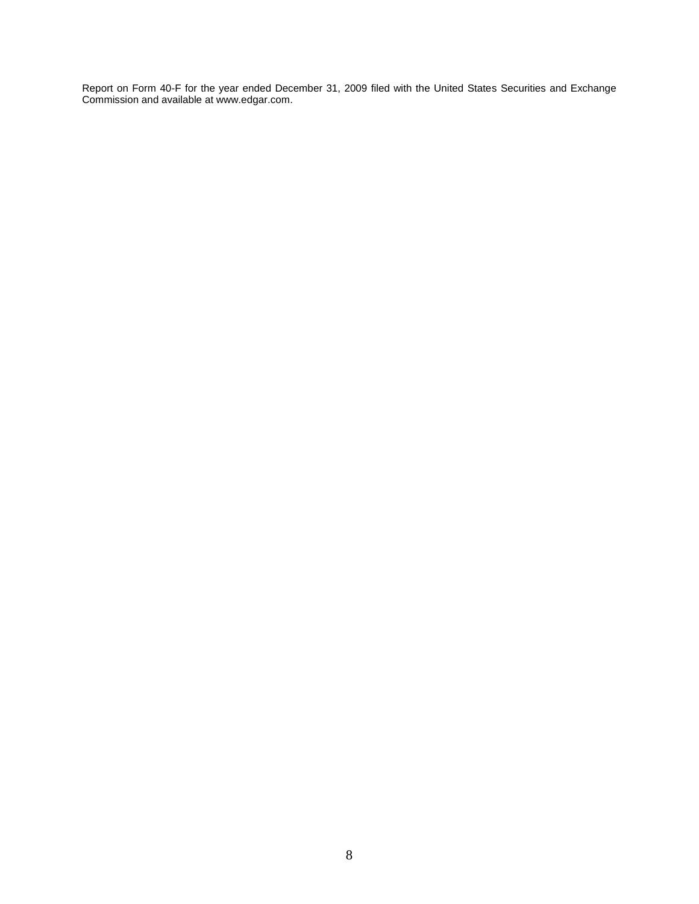Report on Form 40-F for the year ended December 31, 2009 filed with the United States Securities and Exchange Commission and available at www.edgar.com.